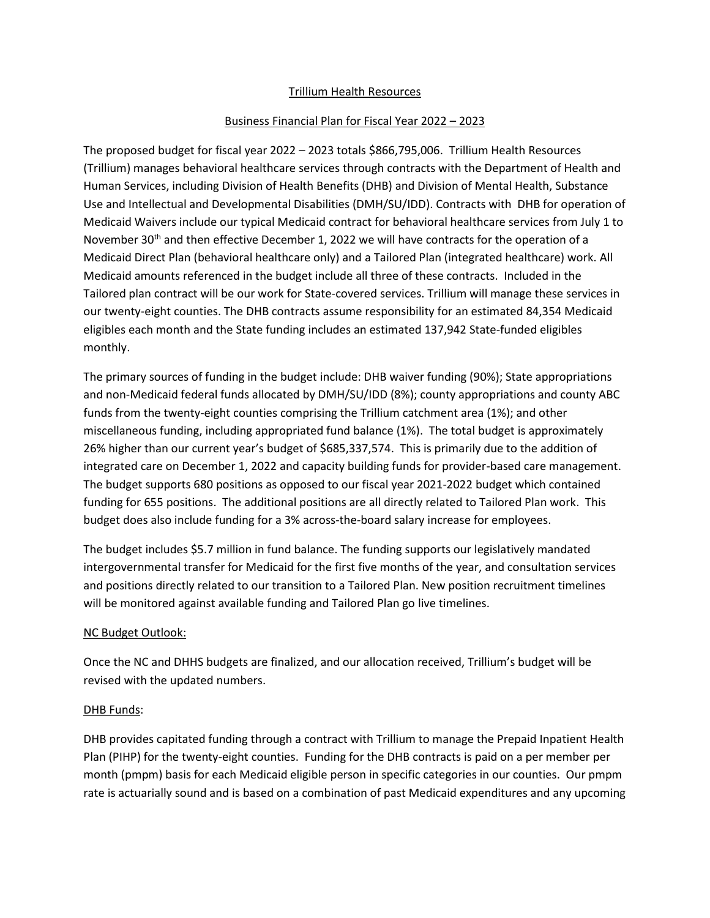# Trillium Health Resources

## Business Financial Plan for Fiscal Year 2022 – 2023

The proposed budget for fiscal year 2022 – 2023 totals $866,795,006. Trillium Health Resources (Trillium) manages behavioral healthcare services through contracts with the Department of Health and Human Services, including Division of Health Benefits (DHB) and Division of Mental Health, Substance Use and Intellectual and Developmental Disabilities (DMH/SU/IDD). Contracts with DHB for operation of Medicaid Waivers include our typical Medicaid contract for behavioral healthcare services from July 1 to November 30th and then effective December 1, 2022 we will have contracts for the operation of a Medicaid Direct Plan (behavioral healthcare only) and a Tailored Plan (integrated healthcare) work. All Medicaid amounts referenced in the budget include all three of these contracts. Included in the Tailored plan contract will be our work for State-covered services. Trillium will manage these services in our twenty-eight counties. The DHB contracts assume responsibility for an estimated 84,354 Medicaid eligibles each month and the State funding includes an estimated 137,942 State-funded eligibles monthly.

The primary sources of funding in the budget include: DHB waiver funding (90%); State appropriations and non-Medicaid federal funds allocated by DMH/SU/IDD (8%); county appropriations and county ABC funds from the twenty-eight counties comprising the Trillium catchment area (1%); and other miscellaneous funding, including appropriated fund balance (1%). The total budget is approximately 26% higher than our current year's budget of $685,337,574. This is primarily due to the addition of integrated care on December 1, 2022 and capacity building funds for provider-based care management. The budget supports 680 positions as opposed to our fiscal year 2021-2022 budget which contained funding for 655 positions. The additional positions are all directly related to Tailored Plan work. This budget does also include funding for a 3% across-the-board salary increase for employees.

The budget includes $5.7 million in fund balance. The funding supports our legislatively mandated intergovernmental transfer for Medicaid for the first five months of the year, and consultation services and positions directly related to our transition to a Tailored Plan. New position recruitment timelines will be monitored against available funding and Tailored Plan go live timelines.

### NC Budget Outlook:

Once the NC and DHHS budgets are finalized, and our allocation received, Trillium's budget will be revised with the updated numbers.

### DHB Funds:

DHB provides capitated funding through a contract with Trillium to manage the Prepaid Inpatient Health Plan (PIHP) for the twenty-eight counties. Funding for the DHB contracts is paid on a per member per month (pmpm) basis for each Medicaid eligible person in specific categories in our counties. Our pmpm rate is actuarially sound and is based on a combination of past Medicaid expenditures and any upcoming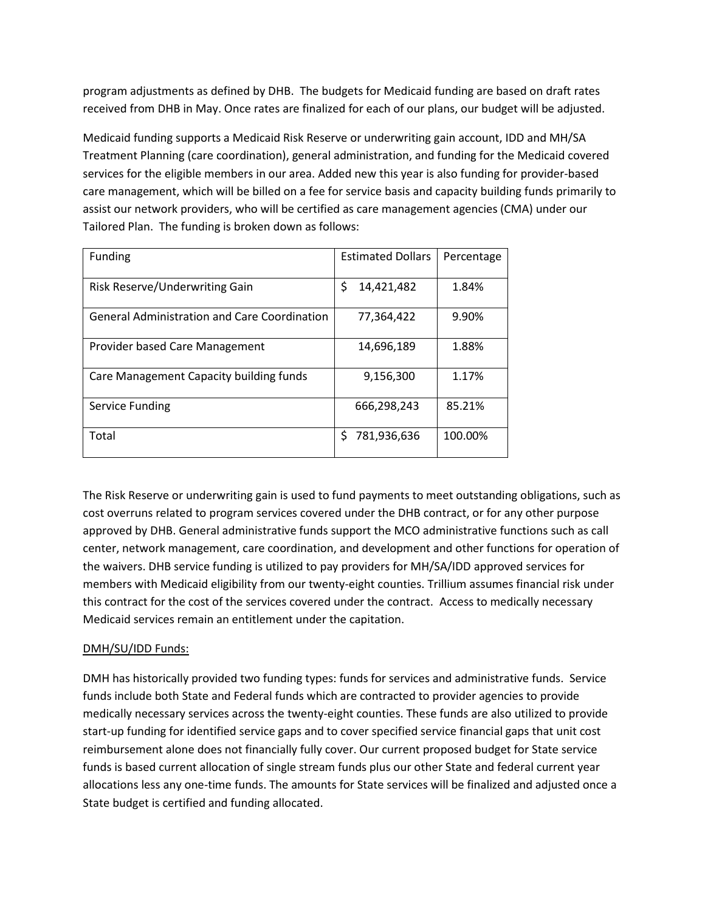program adjustments as defined by DHB. The budgets for Medicaid funding are based on draft rates received from DHB in May. Once rates are finalized for each of our plans, our budget will be adjusted.

Medicaid funding supports a Medicaid Risk Reserve or underwriting gain account, IDD and MH/SA Treatment Planning (care coordination), general administration, and funding for the Medicaid covered services for the eligible members in our area. Added new this year is also funding for provider-based care management, which will be billed on a fee for service basis and capacity building funds primarily to assist our network providers, who will be certified as care management agencies (CMA) under our Tailored Plan. The funding is broken down as follows:

| Funding | Estimated Dollars | Percentage |
|---|---|---|
| Risk Reserve/Underwriting Gain | $ 14,421,482 | 1.84% |
| General Administration and Care Coordination | 77,364,422 | 9.90% |
| Provider based Care Management | 14,696,189 | 1.88% |
| Care Management Capacity building funds | 9,156,300 | 1.17% |
| Service Funding | 666,298,243 | 85.21% |
| Total | $ 781,936,636 | 100.00% |

The Risk Reserve or underwriting gain is used to fund payments to meet outstanding obligations, such as cost overruns related to program services covered under the DHB contract, or for any other purpose approved by DHB. General administrative funds support the MCO administrative functions such as call center, network management, care coordination, and development and other functions for operation of the waivers. DHB service funding is utilized to pay providers for MH/SA/IDD approved services for members with Medicaid eligibility from our twenty-eight counties. Trillium assumes financial risk under this contract for the cost of the services covered under the contract. Access to medically necessary Medicaid services remain an entitlement under the capitation.

<u>DMH/SU/IDD Funds:</u>

DMH has historically provided two funding types: funds for services and administrative funds. Service funds include both State and Federal funds which are contracted to provider agencies to provide medically necessary services across the twenty-eight counties. These funds are also utilized to provide start-up funding for identified service gaps and to cover specified service financial gaps that unit cost reimbursement alone does not financially fully cover. Our current proposed budget for State service funds is based current allocation of single stream funds plus our other State and federal current year allocations less any one-time funds. The amounts for State services will be finalized and adjusted once a State budget is certified and funding allocated.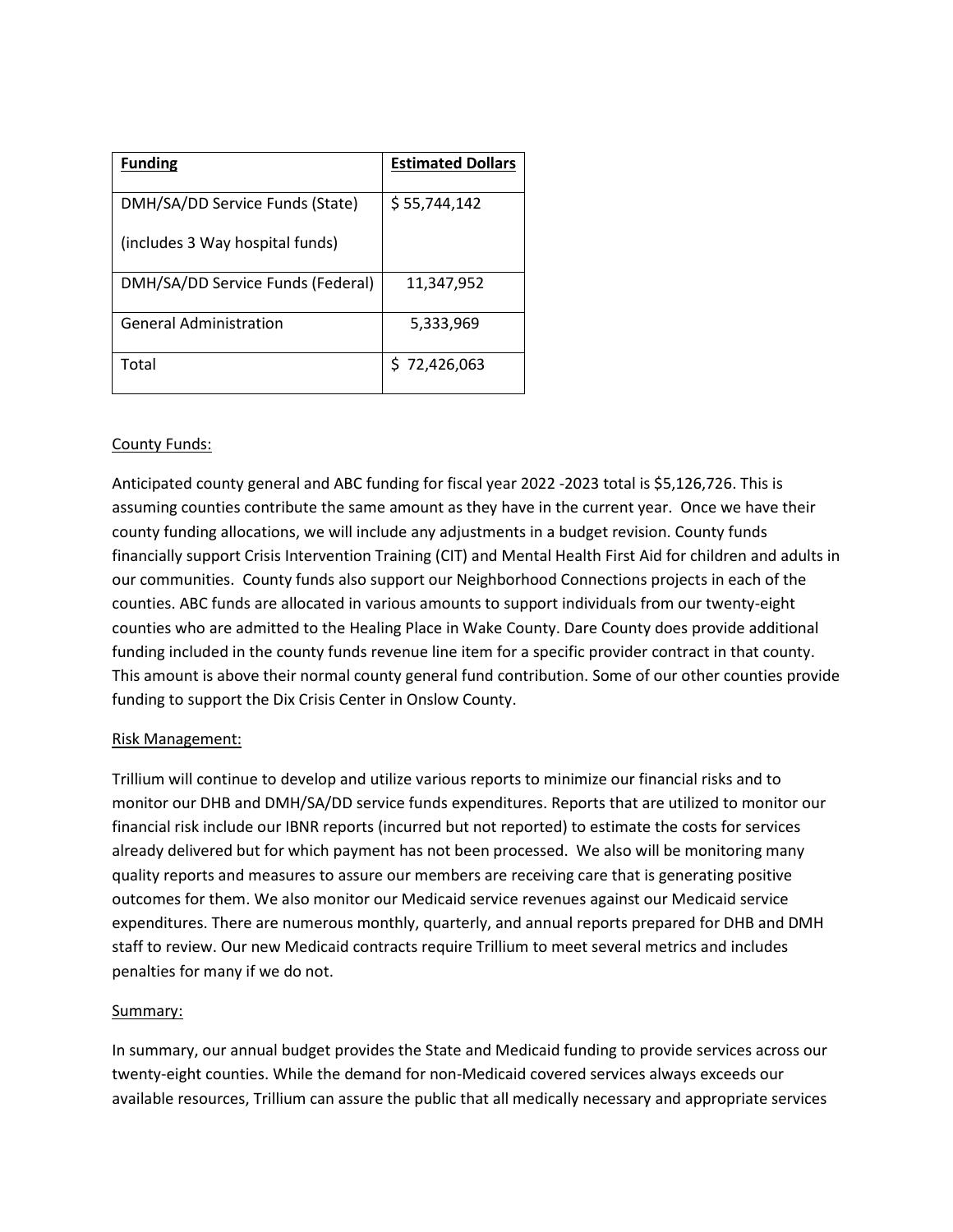| **Funding** | **Estimated Dollars** |
|---|---|
| DMH/SA/DD Service Funds (State) (includes 3 Way hospital funds) | $ 55,744,142 |
| DMH/SA/DD Service Funds (Federal) | 11,347,952 |
| General Administration | 5,333,969 |
| Total | $ 72,426,063 |

County Funds:

Anticipated county general and ABC funding for fiscal year 2022 -2023 total is $5,126,726. This is assuming counties contribute the same amount as they have in the current year. Once we have their county funding allocations, we will include any adjustments in a budget revision. County funds financially support Crisis Intervention Training (CIT) and Mental Health First Aid for children and adults in our communities. County funds also support our Neighborhood Connections projects in each of the counties. ABC funds are allocated in various amounts to support individuals from our twenty-eight counties who are admitted to the Healing Place in Wake County. Dare County does provide additional funding included in the county funds revenue line item for a specific provider contract in that county. This amount is above their normal county general fund contribution. Some of our other counties provide funding to support the Dix Crisis Center in Onslow County.

Risk Management:

Trillium will continue to develop and utilize various reports to minimize our financial risks and to monitor our DHB and DMH/SA/DD service funds expenditures. Reports that are utilized to monitor our financial risk include our IBNR reports (incurred but not reported) to estimate the costs for services already delivered but for which payment has not been processed. We also will be monitoring many quality reports and measures to assure our members are receiving care that is generating positive outcomes for them. We also monitor our Medicaid service revenues against our Medicaid service expenditures. There are numerous monthly, quarterly, and annual reports prepared for DHB and DMH staff to review. Our new Medicaid contracts require Trillium to meet several metrics and includes penalties for many if we do not.

Summary:

In summary, our annual budget provides the State and Medicaid funding to provide services across our twenty-eight counties. While the demand for non-Medicaid covered services always exceeds our available resources, Trillium can assure the public that all medically necessary and appropriate services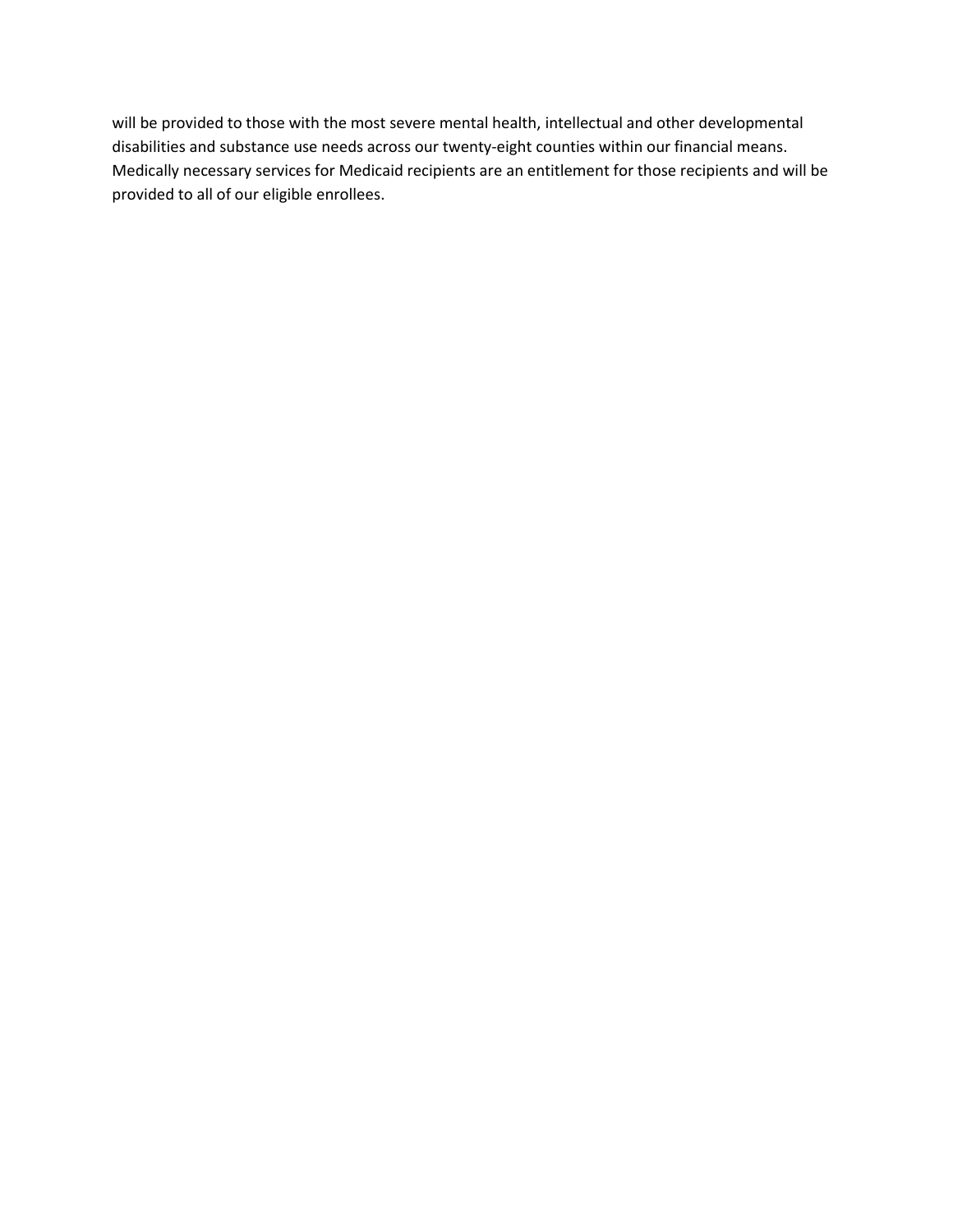will be provided to those with the most severe mental health, intellectual and other developmental disabilities and substance use needs across our twenty-eight counties within our financial means. Medically necessary services for Medicaid recipients are an entitlement for those recipients and will be provided to all of our eligible enrollees.